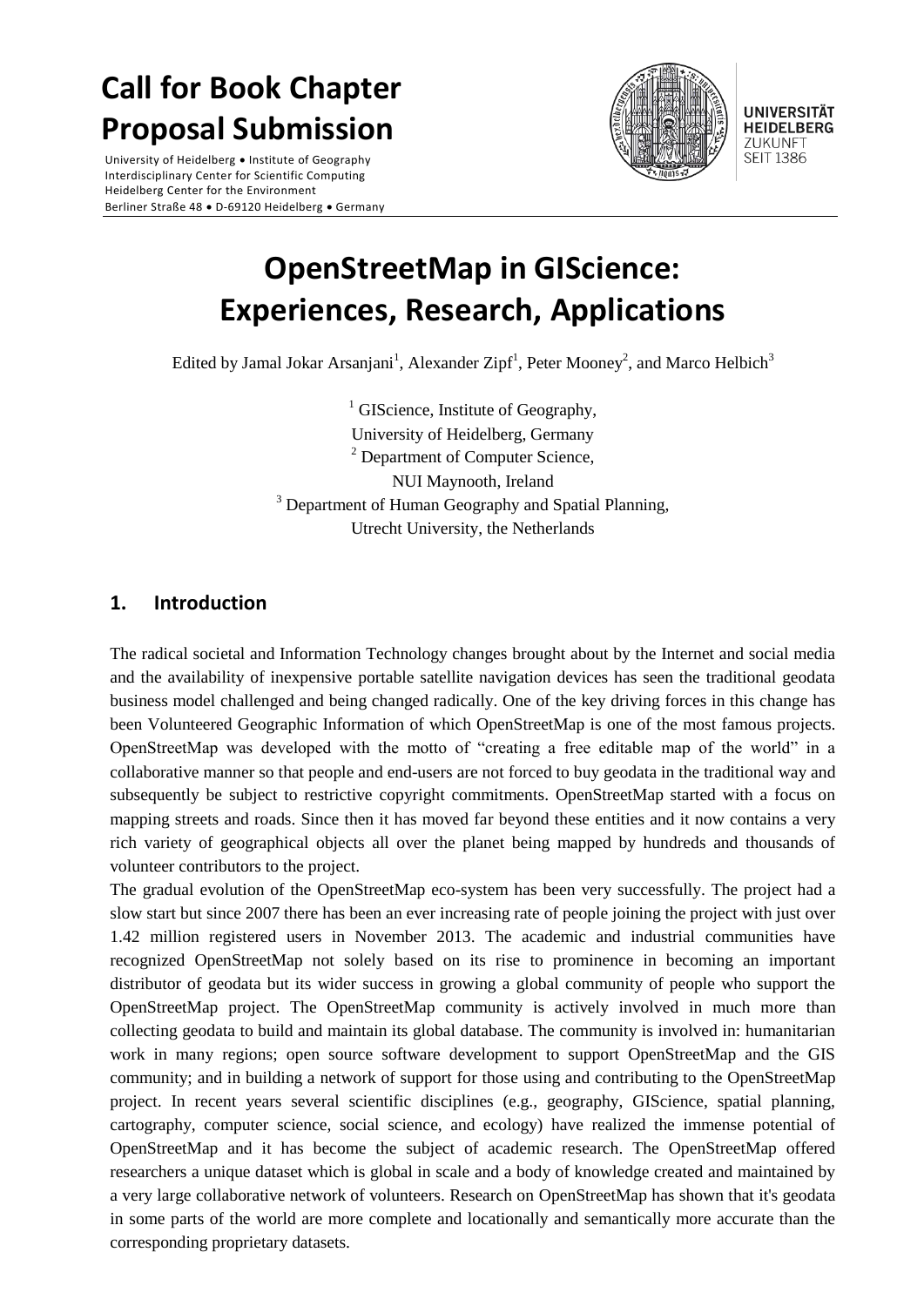# Call for Book Chapter Proposal Submission

University of Heidelberg • Institute of Geography
Interdisciplinary Center for Scientific Computing
Heidelberg Center for the Environment
Berliner Straße 48 • D-69120 Heidelberg • Germany

UNIVERSITÄT HEIDELBERG
ZUKUNFT SEIT 1386

# OpenStreetMap in GIScience: Experiences, Research, Applications

Edited by Jamal Jokar Arsanjani[1], Alexander Zipf[1], Peter Mooney[2], and Marco Helbich[3]

[1] GIScience, Institute of Geography,
University of Heidelberg, Germany
[2] Department of Computer Science,
NUI Maynooth, Ireland
[3] Department of Human Geography and Spatial Planning,
Utrecht University, the Netherlands

## 1. Introduction

The radical societal and Information Technology changes brought about by the Internet and social media and the availability of inexpensive portable satellite navigation devices has seen the traditional geodata business model challenged and being changed radically. One of the key driving forces in this change has been Volunteered Geographic Information of which OpenStreetMap is one of the most famous projects. OpenStreetMap was developed with the motto of "creating a free editable map of the world" in a collaborative manner so that people and end-users are not forced to buy geodata in the traditional way and subsequently be subject to restrictive copyright commitments. OpenStreetMap started with a focus on mapping streets and roads. Since then it has moved far beyond these entities and it now contains a very rich variety of geographical objects all over the planet being mapped by hundreds and thousands of volunteer contributors to the project.

The gradual evolution of the OpenStreetMap eco-system has been very successfully. The project had a slow start but since 2007 there has been an ever increasing rate of people joining the project with just over 1.42 million registered users in November 2013. The academic and industrial communities have recognized OpenStreetMap not solely based on its rise to prominence in becoming an important distributor of geodata but its wider success in growing a global community of people who support the OpenStreetMap project. The OpenStreetMap community is actively involved in much more than collecting geodata to build and maintain its global database. The community is involved in: humanitarian work in many regions; open source software development to support OpenStreetMap and the GIS community; and in building a network of support for those using and contributing to the OpenStreetMap project. In recent years several scientific disciplines (e.g., geography, GIScience, spatial planning, cartography, computer science, social science, and ecology) have realized the immense potential of OpenStreetMap and it has become the subject of academic research. The OpenStreetMap offered researchers a unique dataset which is global in scale and a body of knowledge created and maintained by a very large collaborative network of volunteers. Research on OpenStreetMap has shown that it's geodata in some parts of the world are more complete and locationally and semantically more accurate than the corresponding proprietary datasets.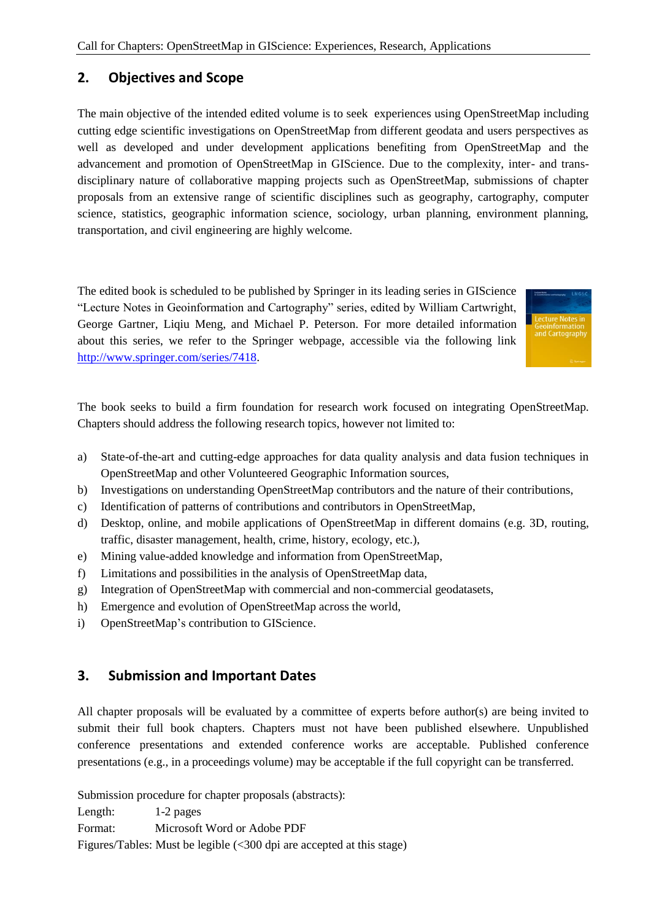## 2. Objectives and Scope

The main objective of the intended edited volume is to seek experiences using OpenStreetMap including cutting edge scientific investigations on OpenStreetMap from different geodata and users perspectives as well as developed and under development applications benefiting from OpenStreetMap and the advancement and promotion of OpenStreetMap in GIScience. Due to the complexity, inter- and trans-disciplinary nature of collaborative mapping projects such as OpenStreetMap, submissions of chapter proposals from an extensive range of scientific disciplines such as geography, cartography, computer science, statistics, geographic information science, sociology, urban planning, environment planning, transportation, and civil engineering are highly welcome.

The edited book is scheduled to be published by Springer in its leading series in GIScience "Lecture Notes in Geoinformation and Cartography" series, edited by William Cartwright, George Gartner, Liqiu Meng, and Michael P. Peterson. For more detailed information about this series, we refer to the Springer webpage, accessible via the following link http://www.springer.com/series/7418.

The book seeks to build a firm foundation for research work focused on integrating OpenStreetMap. Chapters should address the following research topics, however not limited to:

a) State-of-the-art and cutting-edge approaches for data quality analysis and data fusion techniques in OpenStreetMap and other Volunteered Geographic Information sources,
b) Investigations on understanding OpenStreetMap contributors and the nature of their contributions,
c) Identification of patterns of contributions and contributors in OpenStreetMap,
d) Desktop, online, and mobile applications of OpenStreetMap in different domains (e.g. 3D, routing, traffic, disaster management, health, crime, history, ecology, etc.),
e) Mining value-added knowledge and information from OpenStreetMap,
f) Limitations and possibilities in the analysis of OpenStreetMap data,
g) Integration of OpenStreetMap with commercial and non-commercial geodatasets,
h) Emergence and evolution of OpenStreetMap across the world,
i) OpenStreetMap's contribution to GIScience.

## 3. Submission and Important Dates

All chapter proposals will be evaluated by a committee of experts before author(s) are being invited to submit their full book chapters. Chapters must not have been published elsewhere. Unpublished conference presentations and extended conference works are acceptable. Published conference presentations (e.g., in a proceedings volume) may be acceptable if the full copyright can be transferred.

Submission procedure for chapter proposals (abstracts):
Length: 1-2 pages
Format: Microsoft Word or Adobe PDF
Figures/Tables: Must be legible (<300 dpi are accepted at this stage)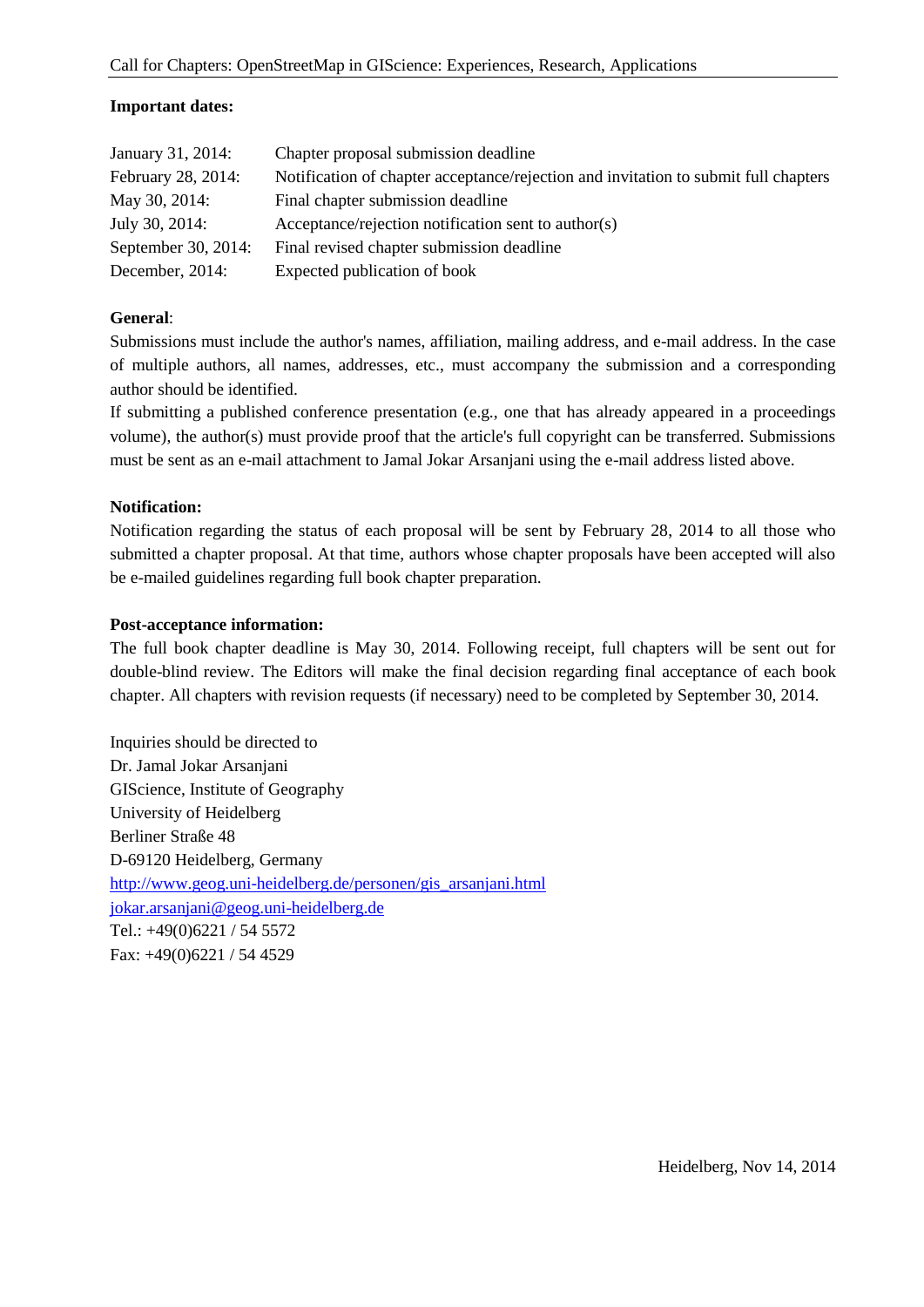**Important dates:**

| | |
|---|---|
| January 31, 2014: | Chapter proposal submission deadline |
| February 28, 2014: | Notification of chapter acceptance/rejection and invitation to submit full chapters |
| May 30, 2014: | Final chapter submission deadline |
| July 30, 2014: | Acceptance/rejection notification sent to author(s) |
| September 30, 2014: | Final revised chapter submission deadline |
| December, 2014: | Expected publication of book |

**General**:

Submissions must include the author's names, affiliation, mailing address, and e-mail address. In the case of multiple authors, all names, addresses, etc., must accompany the submission and a corresponding author should be identified.

If submitting a published conference presentation (e.g., one that has already appeared in a proceedings volume), the author(s) must provide proof that the article's full copyright can be transferred. Submissions must be sent as an e-mail attachment to Jamal Jokar Arsanjani using the e-mail address listed above.

**Notification:**

Notification regarding the status of each proposal will be sent by February 28, 2014 to all those who submitted a chapter proposal. At that time, authors whose chapter proposals have been accepted will also be e-mailed guidelines regarding full book chapter preparation.

**Post-acceptance information:**

The full book chapter deadline is May 30, 2014. Following receipt, full chapters will be sent out for double-blind review. The Editors will make the final decision regarding final acceptance of each book chapter. All chapters with revision requests (if necessary) need to be completed by September 30, 2014.

Inquiries should be directed to
Dr. Jamal Jokar Arsanjani
GIScience, Institute of Geography
University of Heidelberg
Berliner Straße 48
D-69120 Heidelberg, Germany
http://www.geog.uni-heidelberg.de/personen/gis_arsanjani.html
jokar.arsanjani@geog.uni-heidelberg.de
Tel.: +49(0)6221 / 54 5572
Fax: +49(0)6221 / 54 4529

Heidelberg, Nov 14, 2014